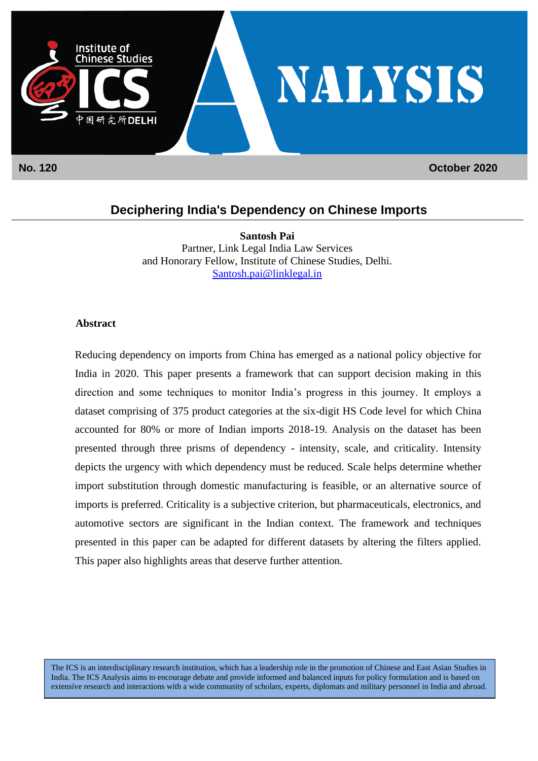No. 120 October 2020

# Deciphering India's Dependency on Chinese Imports

**Santosh Pai**
Partner, Link Legal India Law Services
and Honorary Fellow, Institute of Chinese Studies, Delhi.
Santosh.pai@linklegal.in

**Abstract**

Reducing dependency on imports from China has emerged as a national policy objective for India in 2020. This paper presents a framework that can support decision making in this direction and some techniques to monitor India's progress in this journey. It employs a dataset comprising of 375 product categories at the six-digit HS Code level for which China accounted for 80% or more of Indian imports 2018-19. Analysis on the dataset has been presented through three prisms of dependency - intensity, scale, and criticality. Intensity depicts the urgency with which dependency must be reduced. Scale helps determine whether import substitution through domestic manufacturing is feasible, or an alternative source of imports is preferred. Criticality is a subjective criterion, but pharmaceuticals, electronics, and automotive sectors are significant in the Indian context. The framework and techniques presented in this paper can be adapted for different datasets by altering the filters applied. This paper also highlights areas that deserve further attention.

The ICS is an interdisciplinary research institution, which has a leadership role in the promotion of Chinese and East Asian Studies in India. The ICS Analysis aims to encourage debate and provide informed and balanced inputs for policy formulation and is based on extensive research and interactions with a wide community of scholars, experts, diplomats and military personnel in India and abroad.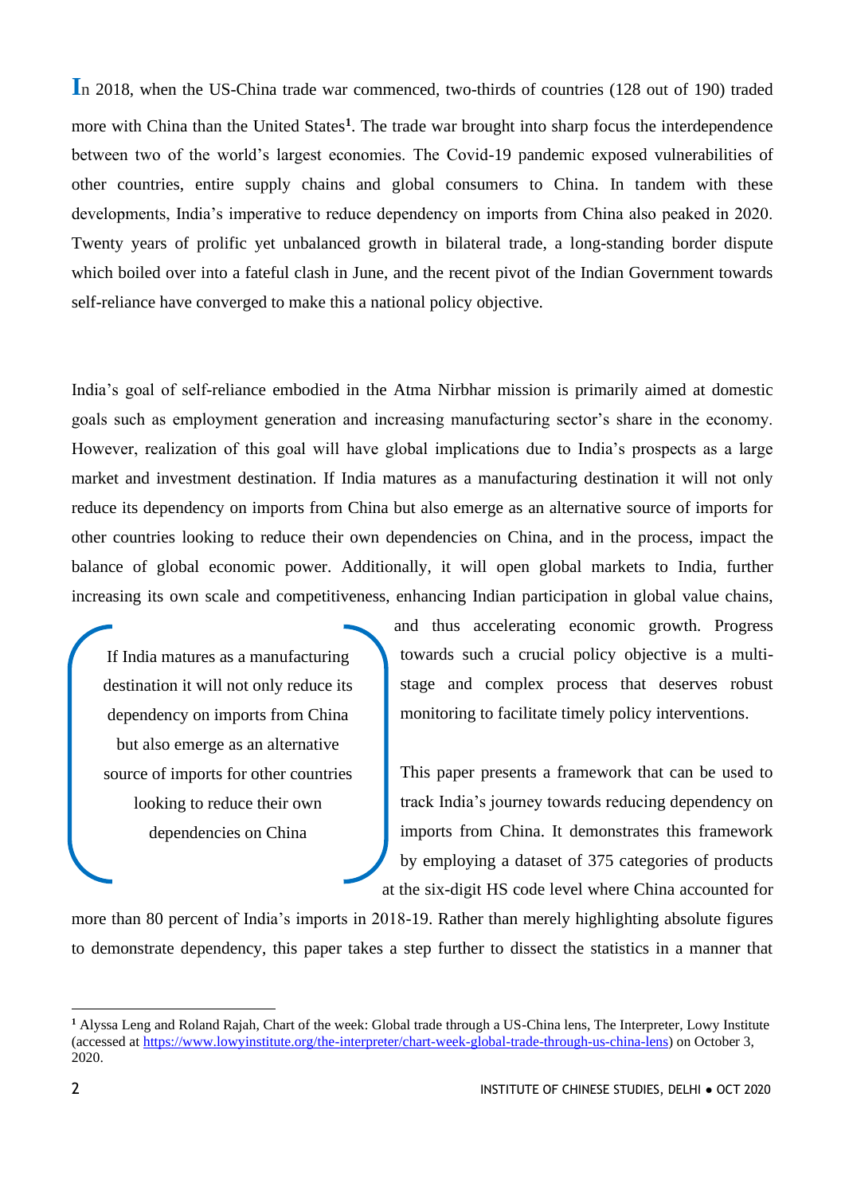In 2018, when the US-China trade war commenced, two-thirds of countries (128 out of 190) traded more with China than the United States[1]. The trade war brought into sharp focus the interdependence between two of the world's largest economies. The Covid-19 pandemic exposed vulnerabilities of other countries, entire supply chains and global consumers to China. In tandem with these developments, India's imperative to reduce dependency on imports from China also peaked in 2020. Twenty years of prolific yet unbalanced growth in bilateral trade, a long-standing border dispute which boiled over into a fateful clash in June, and the recent pivot of the Indian Government towards self-reliance have converged to make this a national policy objective.

India's goal of self-reliance embodied in the Atma Nirbhar mission is primarily aimed at domestic goals such as employment generation and increasing manufacturing sector's share in the economy. However, realization of this goal will have global implications due to India's prospects as a large market and investment destination. If India matures as a manufacturing destination it will not only reduce its dependency on imports from China but also emerge as an alternative source of imports for other countries looking to reduce their own dependencies on China, and in the process, impact the balance of global economic power. Additionally, it will open global markets to India, further increasing its own scale and competitiveness, enhancing Indian participation in global value chains, and thus accelerating economic growth. Progress towards such a crucial policy objective is a multi-stage and complex process that deserves robust monitoring to facilitate timely policy interventions.

> If India matures as a manufacturing destination it will not only reduce its dependency on imports from China but also emerge as an alternative source of imports for other countries looking to reduce their own dependencies on China

This paper presents a framework that can be used to track India's journey towards reducing dependency on imports from China. It demonstrates this framework by employing a dataset of 375 categories of products at the six-digit HS code level where China accounted for more than 80 percent of India's imports in 2018-19. Rather than merely highlighting absolute figures to demonstrate dependency, this paper takes a step further to dissect the statistics in a manner that

---

[1] Alyssa Leng and Roland Rajah, Chart of the week: Global trade through a US-China lens, The Interpreter, Lowy Institute (accessed at https://www.lowyinstitute.org/the-interpreter/chart-week-global-trade-through-us-china-lens) on October 3, 2020.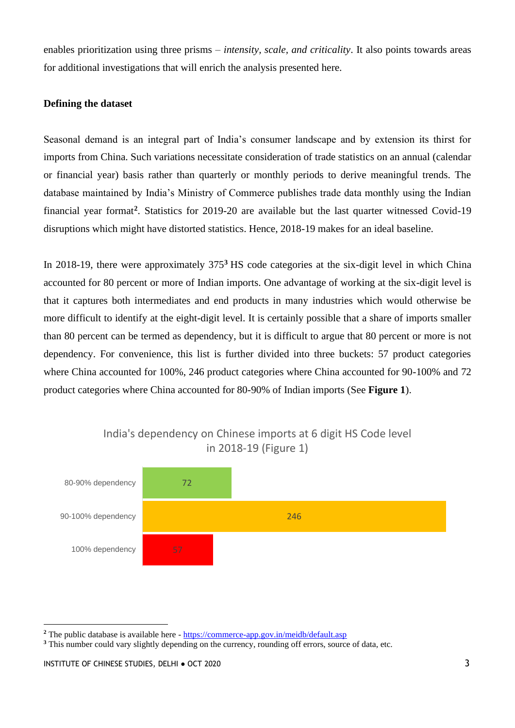enables prioritization using three prisms – *intensity, scale, and criticality*. It also points towards areas for additional investigations that will enrich the analysis presented here.

**Defining the dataset**

Seasonal demand is an integral part of India's consumer landscape and by extension its thirst for imports from China. Such variations necessitate consideration of trade statistics on an annual (calendar or financial year) basis rather than quarterly or monthly periods to derive meaningful trends. The database maintained by India's Ministry of Commerce publishes trade data monthly using the Indian financial year format[2]. Statistics for 2019-20 are available but the last quarter witnessed Covid-19 disruptions which might have distorted statistics. Hence, 2018-19 makes for an ideal baseline.

In 2018-19, there were approximately 375[3] HS code categories at the six-digit level in which China accounted for 80 percent or more of Indian imports. One advantage of working at the six-digit level is that it captures both intermediates and end products in many industries which would otherwise be more difficult to identify at the eight-digit level. It is certainly possible that a share of imports smaller than 80 percent can be termed as dependency, but it is difficult to argue that 80 percent or more is not dependency. For convenience, this list is further divided into three buckets: 57 product categories where China accounted for 100%, 246 product categories where China accounted for 90-100% and 72 product categories where China accounted for 80-90% of Indian imports (See **Figure 1**).

India's dependency on Chinese imports at 6 digit HS Code level in 2018-19 (Figure 1)

| Dependency | Number of HS codes |
|---|---|
| 80-90% dependency | 72 |
| 90-100% dependency | 246 |
| 100% dependency | 57 |

[2] The public database is available here - https://commerce-app.gov.in/meidb/default.asp

[3] This number could vary slightly depending on the currency, rounding off errors, source of data, etc.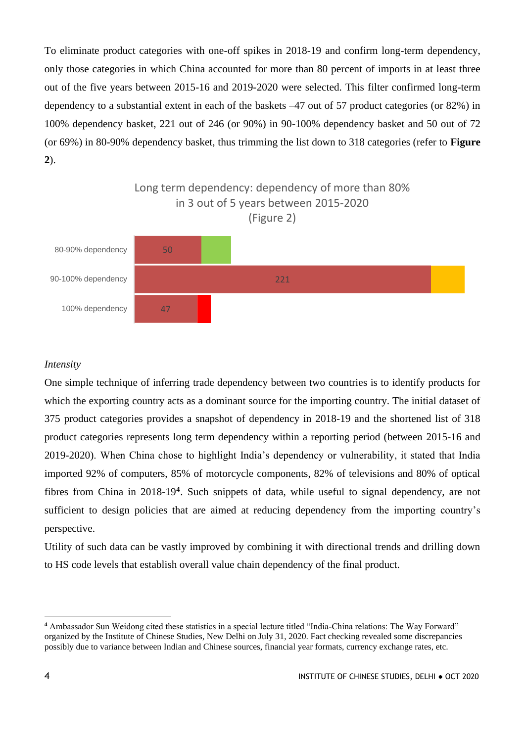To eliminate product categories with one-off spikes in 2018-19 and confirm long-term dependency, only those categories in which China accounted for more than 80 percent of imports in at least three out of the five years between 2015-16 and 2019-2020 were selected. This filter confirmed long-term dependency to a substantial extent in each of the baskets –47 out of 57 product categories (or 82%) in 100% dependency basket, 221 out of 246 (or 90%) in 90-100% dependency basket and 50 out of 72 (or 69%) in 80-90% dependency basket, thus trimming the list down to 318 categories (refer to **Figure 2**).

Long term dependency: dependency of more than 80% in 3 out of 5 years between 2015-2020 (Figure 2)

| Basket | Long-term dependency categories |
|---|---|
| 80-90% dependency | 50 |
| 90-100% dependency | 221 |
| 100% dependency | 47 |

*Intensity*

One simple technique of inferring trade dependency between two countries is to identify products for which the exporting country acts as a dominant source for the importing country. The initial dataset of 375 product categories provides a snapshot of dependency in 2018-19 and the shortened list of 318 product categories represents long term dependency within a reporting period (between 2015-16 and 2019-2020). When China chose to highlight India's dependency or vulnerability, it stated that India imported 92% of computers, 85% of motorcycle components, 82% of televisions and 80% of optical fibres from China in 2018-19[4]. Such snippets of data, while useful to signal dependency, are not sufficient to design policies that are aimed at reducing dependency from the importing country's perspective.

Utility of such data can be vastly improved by combining it with directional trends and drilling down to HS code levels that establish overall value chain dependency of the final product.

---

[4] Ambassador Sun Weidong cited these statistics in a special lecture titled "India-China relations: The Way Forward" organized by the Institute of Chinese Studies, New Delhi on July 31, 2020. Fact checking revealed some discrepancies possibly due to variance between Indian and Chinese sources, financial year formats, currency exchange rates, etc.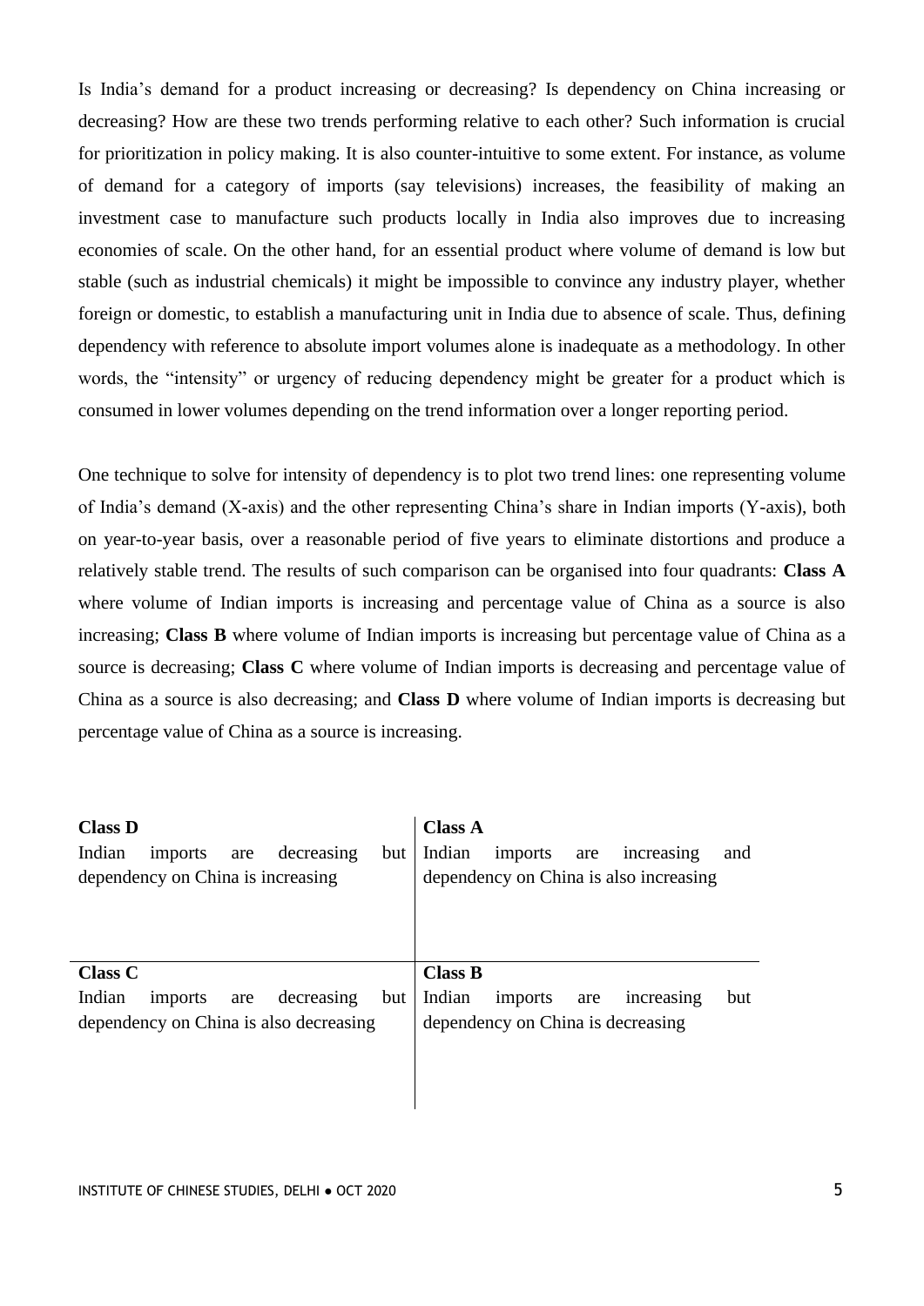Is India's demand for a product increasing or decreasing? Is dependency on China increasing or decreasing? How are these two trends performing relative to each other? Such information is crucial for prioritization in policy making. It is also counter-intuitive to some extent. For instance, as volume of demand for a category of imports (say televisions) increases, the feasibility of making an investment case to manufacture such products locally in India also improves due to increasing economies of scale. On the other hand, for an essential product where volume of demand is low but stable (such as industrial chemicals) it might be impossible to convince any industry player, whether foreign or domestic, to establish a manufacturing unit in India due to absence of scale. Thus, defining dependency with reference to absolute import volumes alone is inadequate as a methodology. In other words, the "intensity" or urgency of reducing dependency might be greater for a product which is consumed in lower volumes depending on the trend information over a longer reporting period.

One technique to solve for intensity of dependency is to plot two trend lines: one representing volume of India's demand (X-axis) and the other representing China's share in Indian imports (Y-axis), both on year-to-year basis, over a reasonable period of five years to eliminate distortions and produce a relatively stable trend. The results of such comparison can be organised into four quadrants: **Class A** where volume of Indian imports is increasing and percentage value of China as a source is also increasing; **Class B** where volume of Indian imports is increasing but percentage value of China as a source is decreasing; **Class C** where volume of Indian imports is decreasing and percentage value of China as a source is also decreasing; and **Class D** where volume of Indian imports is decreasing but percentage value of China as a source is increasing.

| | |
|---|---|
| **Class D**<br>Indian imports are decreasing but dependency on China is increasing | **Class A**<br>Indian imports are increasing and dependency on China is also increasing |
| **Class C**<br>Indian imports are decreasing but dependency on China is also decreasing | **Class B**<br>Indian imports are increasing but dependency on China is decreasing |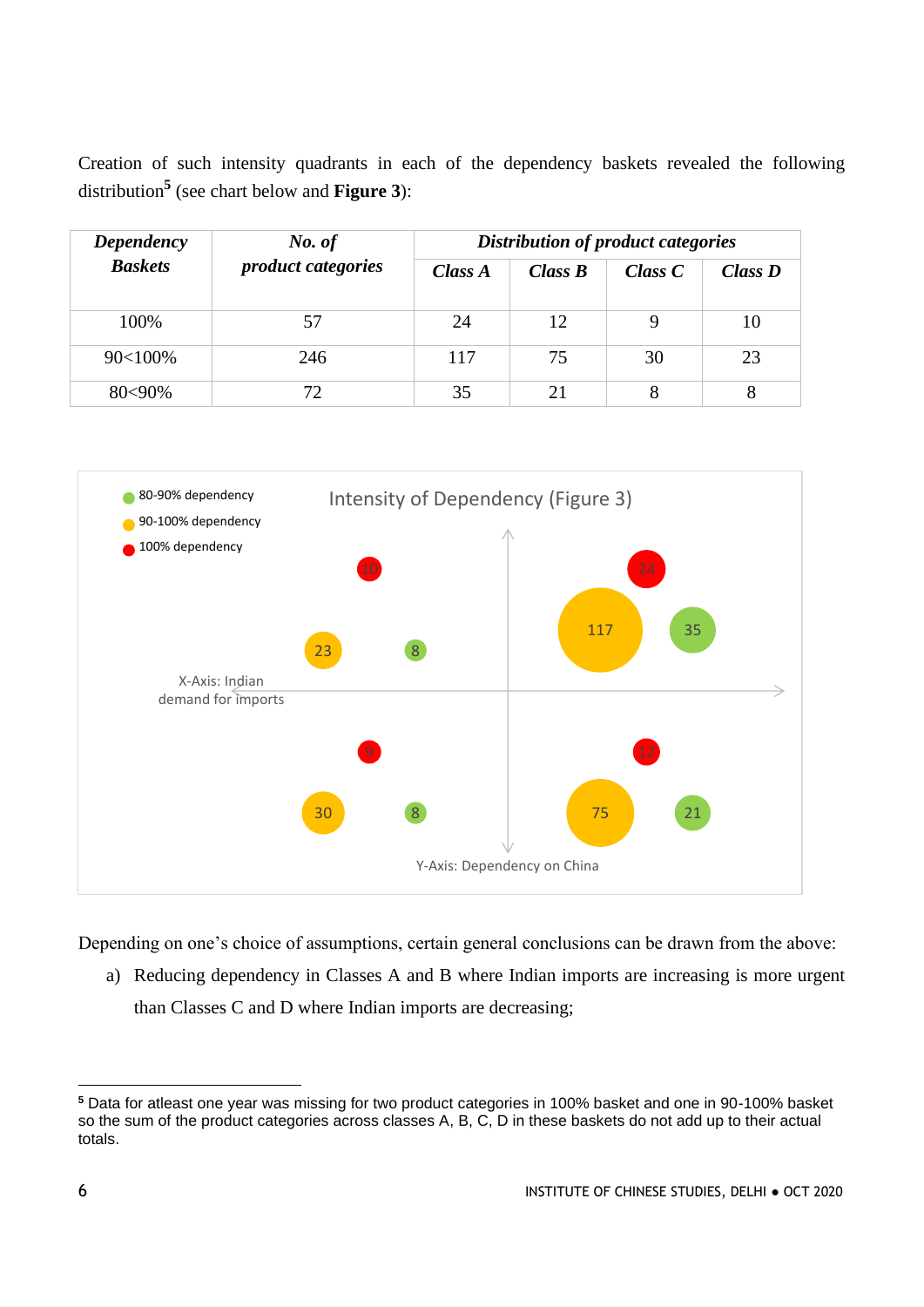Creation of such intensity quadrants in each of the dependency baskets revealed the following distribution[5] (see chart below and **Figure 3**):

| ***Dependency Baskets*** | ***No. of product categories*** | ***Distribution of product categories*** | | | |
|---|---|---|---|---|---|
| | | ***Class A*** | ***Class B*** | ***Class C*** | ***Class D*** |
| 100% | 57 | 24 | 12 | 9 | 10 |
| 90<100% | 246 | 117 | 75 | 30 | 23 |
| 80<90% | 72 | 35 | 21 | 8 | 8 |

Intensity of Dependency (Figure 3)

- 80-90% dependency
- 90-100% dependency
- 100% dependency

X-Axis: Indian demand for imports

Y-Axis: Dependency on China

| Quadrant | 100% dependency | 90-100% dependency | 80-90% dependency |
|---|---|---|---|
| Upper right | 24 | 117 | 35 |
| Upper left | 10 | 23 | 8 |
| Lower right | 12 | 75 | 21 |
| Lower left | 9 | 30 | 8 |

Depending on one's choice of assumptions, certain general conclusions can be drawn from the above:

a) Reducing dependency in Classes A and B where Indian imports are increasing is more urgent than Classes C and D where Indian imports are decreasing;

---

[5] Data for atleast one year was missing for two product categories in 100% basket and one in 90-100% basket so the sum of the product categories across classes A, B, C, D in these baskets do not add up to their actual totals.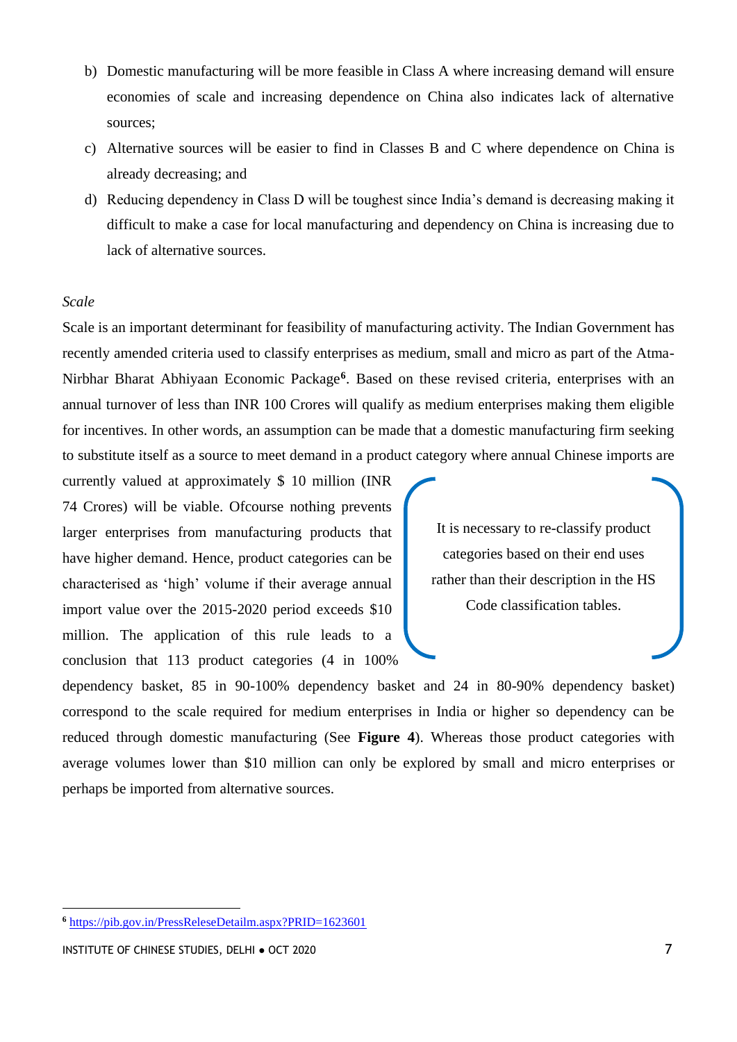b) Domestic manufacturing will be more feasible in Class A where increasing demand will ensure economies of scale and increasing dependence on China also indicates lack of alternative sources;

c) Alternative sources will be easier to find in Classes B and C where dependence on China is already decreasing; and

d) Reducing dependency in Class D will be toughest since India's demand is decreasing making it difficult to make a case for local manufacturing and dependency on China is increasing due to lack of alternative sources.

*Scale*

Scale is an important determinant for feasibility of manufacturing activity. The Indian Government has recently amended criteria used to classify enterprises as medium, small and micro as part of the Atma-Nirbhar Bharat Abhiyaan Economic Package[6]. Based on these revised criteria, enterprises with an annual turnover of less than INR 100 Crores will qualify as medium enterprises making them eligible for incentives. In other words, an assumption can be made that a domestic manufacturing firm seeking to substitute itself as a source to meet demand in a product category where annual Chinese imports are currently valued at approximately $ 10 million (INR 74 Crores) will be viable. Ofcourse nothing prevents larger enterprises from manufacturing products that have higher demand. Hence, product categories can be characterised as 'high' volume if their average annual import value over the 2015-2020 period exceeds $10 million. The application of this rule leads to a conclusion that 113 product categories (4 in 100% dependency basket, 85 in 90-100% dependency basket and 24 in 80-90% dependency basket) correspond to the scale required for medium enterprises in India or higher so dependency can be reduced through domestic manufacturing (See **Figure 4**). Whereas those product categories with average volumes lower than $10 million can only be explored by small and micro enterprises or perhaps be imported from alternative sources.

> It is necessary to re-classify product categories based on their end uses rather than their description in the HS Code classification tables.

[6] https://pib.gov.in/PressReleseDetailm.aspx?PRID=1623601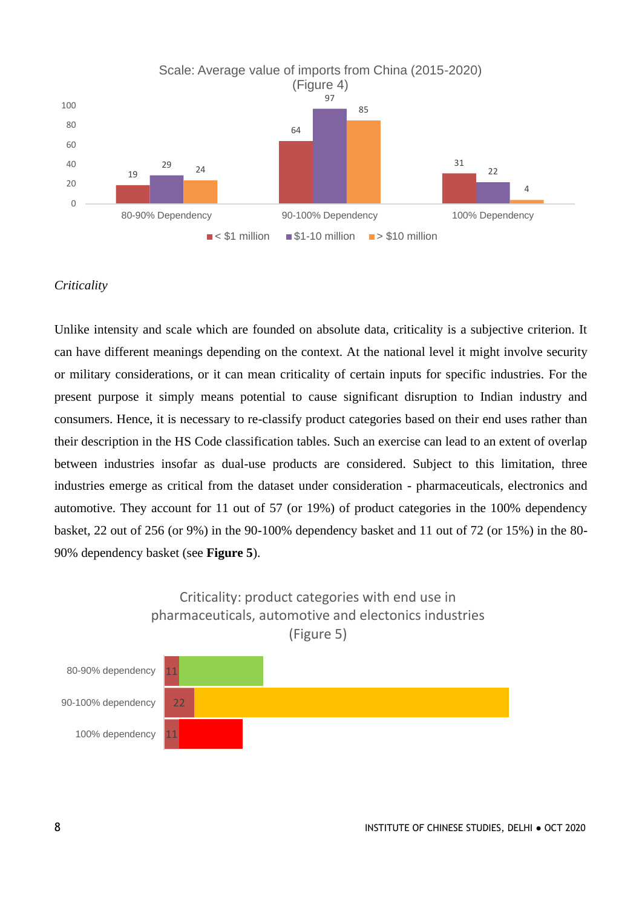Scale: Average value of imports from China (2015-2020)
(Figure 4)

| | < $1 million | $1-10 million | > $10 million |
|---|---|---|---|
| 80-90% Dependency | 19 | 29 | 24 |
| 90-100% Dependency | 64 | 97 | 85 |
| 100% Dependency | 31 | 22 | 4 |

*Criticality*

Unlike intensity and scale which are founded on absolute data, criticality is a subjective criterion. It can have different meanings depending on the context. At the national level it might involve security or military considerations, or it can mean criticality of certain inputs for specific industries. For the present purpose it simply means potential to cause significant disruption to Indian industry and consumers. Hence, it is necessary to re-classify product categories based on their end uses rather than their description in the HS Code classification tables. Such an exercise can lead to an extent of overlap between industries insofar as dual-use products are considered. Subject to this limitation, three industries emerge as critical from the dataset under consideration - pharmaceuticals, electronics and automotive. They account for 11 out of 57 (or 19%) of product categories in the 100% dependency basket, 22 out of 256 (or 9%) in the 90-100% dependency basket and 11 out of 72 (or 15%) in the 80-90% dependency basket (see **Figure 5**).

Criticality: product categories with end use in pharmaceuticals, automotive and electonics industries
(Figure 5)

| | |
|---|---|
| 80-90% dependency | 11 |
| 90-100% dependency | 22 |
| 100% dependency | 11 |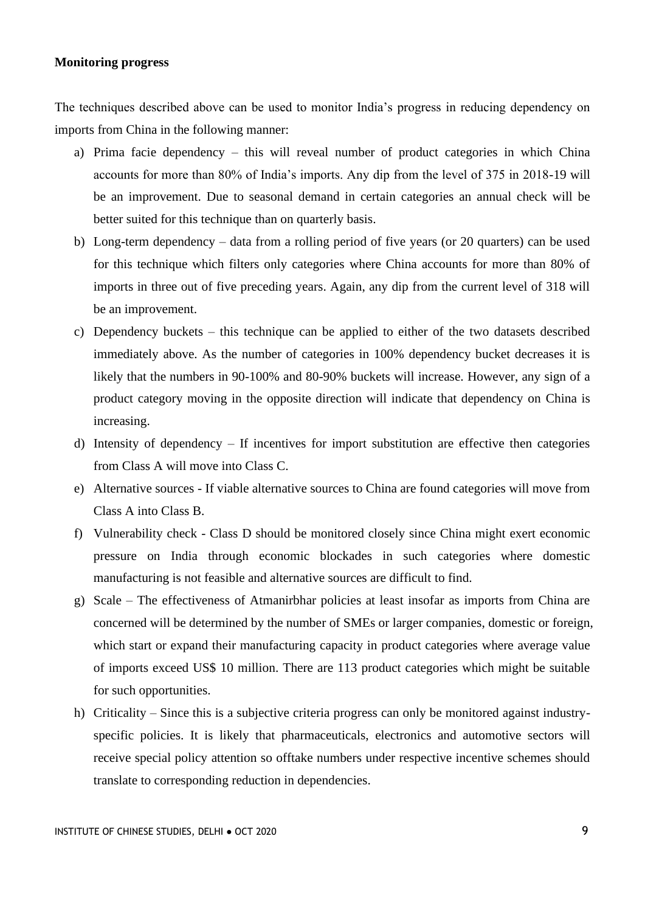**Monitoring progress**

The techniques described above can be used to monitor India's progress in reducing dependency on imports from China in the following manner:

a) Prima facie dependency – this will reveal number of product categories in which China accounts for more than 80% of India's imports. Any dip from the level of 375 in 2018-19 will be an improvement. Due to seasonal demand in certain categories an annual check will be better suited for this technique than on quarterly basis.

b) Long-term dependency – data from a rolling period of five years (or 20 quarters) can be used for this technique which filters only categories where China accounts for more than 80% of imports in three out of five preceding years. Again, any dip from the current level of 318 will be an improvement.

c) Dependency buckets – this technique can be applied to either of the two datasets described immediately above. As the number of categories in 100% dependency bucket decreases it is likely that the numbers in 90-100% and 80-90% buckets will increase. However, any sign of a product category moving in the opposite direction will indicate that dependency on China is increasing.

d) Intensity of dependency – If incentives for import substitution are effective then categories from Class A will move into Class C.

e) Alternative sources - If viable alternative sources to China are found categories will move from Class A into Class B.

f) Vulnerability check - Class D should be monitored closely since China might exert economic pressure on India through economic blockades in such categories where domestic manufacturing is not feasible and alternative sources are difficult to find.

g) Scale – The effectiveness of Atmanirbhar policies at least insofar as imports from China are concerned will be determined by the number of SMEs or larger companies, domestic or foreign, which start or expand their manufacturing capacity in product categories where average value of imports exceed US$ 10 million. There are 113 product categories which might be suitable for such opportunities.

h) Criticality – Since this is a subjective criteria progress can only be monitored against industry-specific policies. It is likely that pharmaceuticals, electronics and automotive sectors will receive special policy attention so offtake numbers under respective incentive schemes should translate to corresponding reduction in dependencies.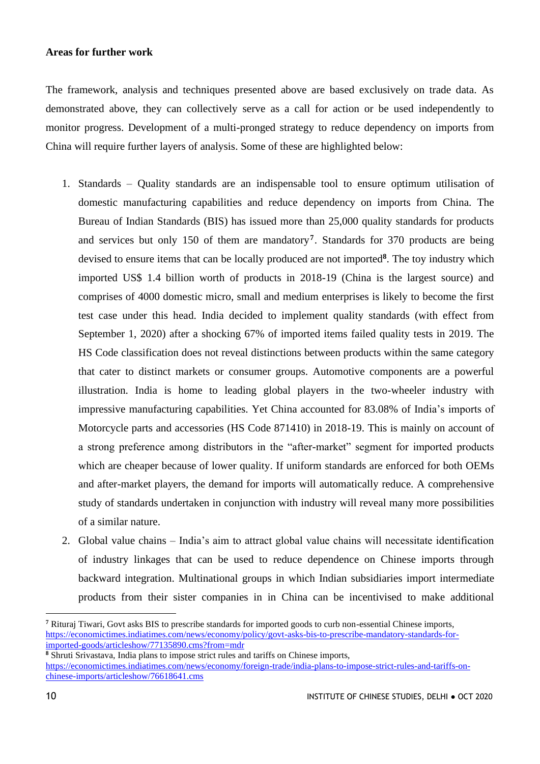**Areas for further work**

The framework, analysis and techniques presented above are based exclusively on trade data. As demonstrated above, they can collectively serve as a call for action or be used independently to monitor progress. Development of a multi-pronged strategy to reduce dependency on imports from China will require further layers of analysis. Some of these are highlighted below:

1. Standards – Quality standards are an indispensable tool to ensure optimum utilisation of domestic manufacturing capabilities and reduce dependency on imports from China. The Bureau of Indian Standards (BIS) has issued more than 25,000 quality standards for products and services but only 150 of them are mandatory[7]. Standards for 370 products are being devised to ensure items that can be locally produced are not imported[8]. The toy industry which imported US$ 1.4 billion worth of products in 2018-19 (China is the largest source) and comprises of 4000 domestic micro, small and medium enterprises is likely to become the first test case under this head. India decided to implement quality standards (with effect from September 1, 2020) after a shocking 67% of imported items failed quality tests in 2019. The HS Code classification does not reveal distinctions between products within the same category that cater to distinct markets or consumer groups. Automotive components are a powerful illustration. India is home to leading global players in the two-wheeler industry with impressive manufacturing capabilities. Yet China accounted for 83.08% of India's imports of Motorcycle parts and accessories (HS Code 871410) in 2018-19. This is mainly on account of a strong preference among distributors in the "after-market" segment for imported products which are cheaper because of lower quality. If uniform standards are enforced for both OEMs and after-market players, the demand for imports will automatically reduce. A comprehensive study of standards undertaken in conjunction with industry will reveal many more possibilities of a similar nature.
2. Global value chains – India's aim to attract global value chains will necessitate identification of industry linkages that can be used to reduce dependence on Chinese imports through backward integration. Multinational groups in which Indian subsidiaries import intermediate products from their sister companies in in China can be incentivised to make additional

---

[7] Rituraj Tiwari, Govt asks BIS to prescribe standards for imported goods to curb non-essential Chinese imports, https://economictimes.indiatimes.com/news/economy/policy/govt-asks-bis-to-prescribe-mandatory-standards-for-imported-goods/articleshow/77135890.cms?from=mdr

[8] Shruti Srivastava, India plans to impose strict rules and tariffs on Chinese imports, https://economictimes.indiatimes.com/news/economy/foreign-trade/india-plans-to-impose-strict-rules-and-tariffs-on-chinese-imports/articleshow/76618641.cms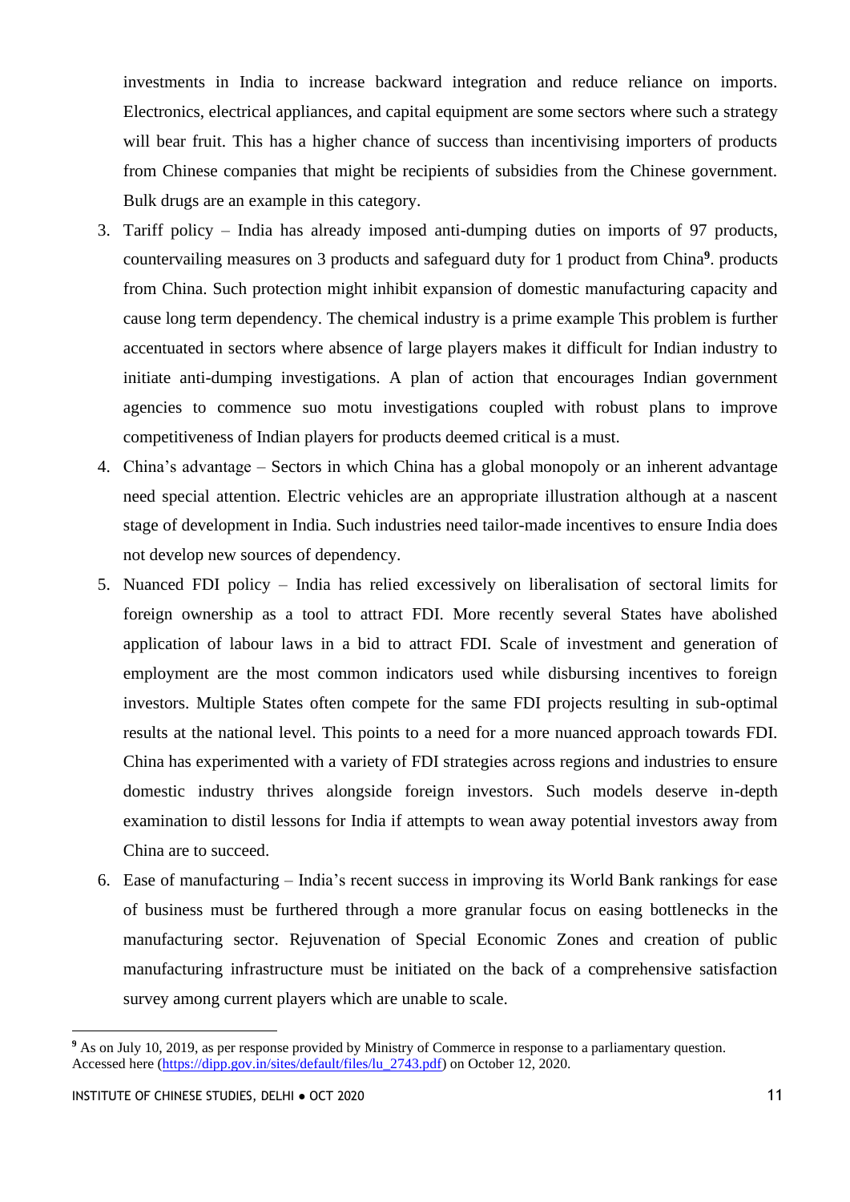investments in India to increase backward integration and reduce reliance on imports. Electronics, electrical appliances, and capital equipment are some sectors where such a strategy will bear fruit. This has a higher chance of success than incentivising importers of products from Chinese companies that might be recipients of subsidies from the Chinese government. Bulk drugs are an example in this category.

3. Tariff policy – India has already imposed anti-dumping duties on imports of 97 products, countervailing measures on 3 products and safeguard duty for 1 product from China[9]. products from China. Such protection might inhibit expansion of domestic manufacturing capacity and cause long term dependency. The chemical industry is a prime example This problem is further accentuated in sectors where absence of large players makes it difficult for Indian industry to initiate anti-dumping investigations. A plan of action that encourages Indian government agencies to commence suo motu investigations coupled with robust plans to improve competitiveness of Indian players for products deemed critical is a must.
4. China's advantage – Sectors in which China has a global monopoly or an inherent advantage need special attention. Electric vehicles are an appropriate illustration although at a nascent stage of development in India. Such industries need tailor-made incentives to ensure India does not develop new sources of dependency.
5. Nuanced FDI policy – India has relied excessively on liberalisation of sectoral limits for foreign ownership as a tool to attract FDI. More recently several States have abolished application of labour laws in a bid to attract FDI. Scale of investment and generation of employment are the most common indicators used while disbursing incentives to foreign investors. Multiple States often compete for the same FDI projects resulting in sub-optimal results at the national level. This points to a need for a more nuanced approach towards FDI. China has experimented with a variety of FDI strategies across regions and industries to ensure domestic industry thrives alongside foreign investors. Such models deserve in-depth examination to distil lessons for India if attempts to wean away potential investors away from China are to succeed.
6. Ease of manufacturing – India's recent success in improving its World Bank rankings for ease of business must be furthered through a more granular focus on easing bottlenecks in the manufacturing sector. Rejuvenation of Special Economic Zones and creation of public manufacturing infrastructure must be initiated on the back of a comprehensive satisfaction survey among current players which are unable to scale.

---

[9] As on July 10, 2019, as per response provided by Ministry of Commerce in response to a parliamentary question. Accessed here (https://dipp.gov.in/sites/default/files/lu_2743.pdf) on October 12, 2020.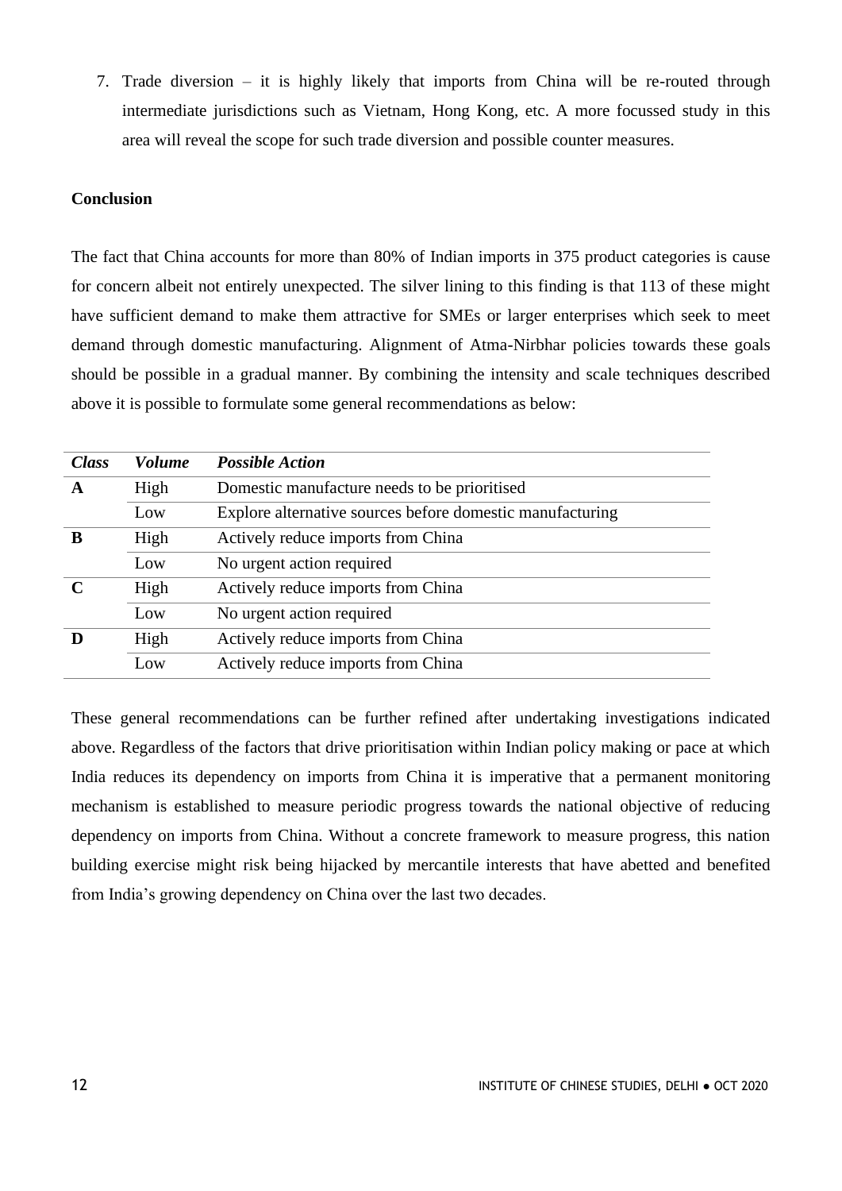7. Trade diversion – it is highly likely that imports from China will be re-routed through intermediate jurisdictions such as Vietnam, Hong Kong, etc. A more focussed study in this area will reveal the scope for such trade diversion and possible counter measures.

**Conclusion**

The fact that China accounts for more than 80% of Indian imports in 375 product categories is cause for concern albeit not entirely unexpected. The silver lining to this finding is that 113 of these might have sufficient demand to make them attractive for SMEs or larger enterprises which seek to meet demand through domestic manufacturing. Alignment of Atma-Nirbhar policies towards these goals should be possible in a gradual manner. By combining the intensity and scale techniques described above it is possible to formulate some general recommendations as below:

| ***Class*** | ***Volume*** | ***Possible Action*** |
|---|---|---|
| **A** | High | Domestic manufacture needs to be prioritised |
| | Low | Explore alternative sources before domestic manufacturing |
| **B** | High | Actively reduce imports from China |
| | Low | No urgent action required |
| **C** | High | Actively reduce imports from China |
| | Low | No urgent action required |
| **D** | High | Actively reduce imports from China |
| | Low | Actively reduce imports from China |

These general recommendations can be further refined after undertaking investigations indicated above. Regardless of the factors that drive prioritisation within Indian policy making or pace at which India reduces its dependency on imports from China it is imperative that a permanent monitoring mechanism is established to measure periodic progress towards the national objective of reducing dependency on imports from China. Without a concrete framework to measure progress, this nation building exercise might risk being hijacked by mercantile interests that have abetted and benefited from India's growing dependency on China over the last two decades.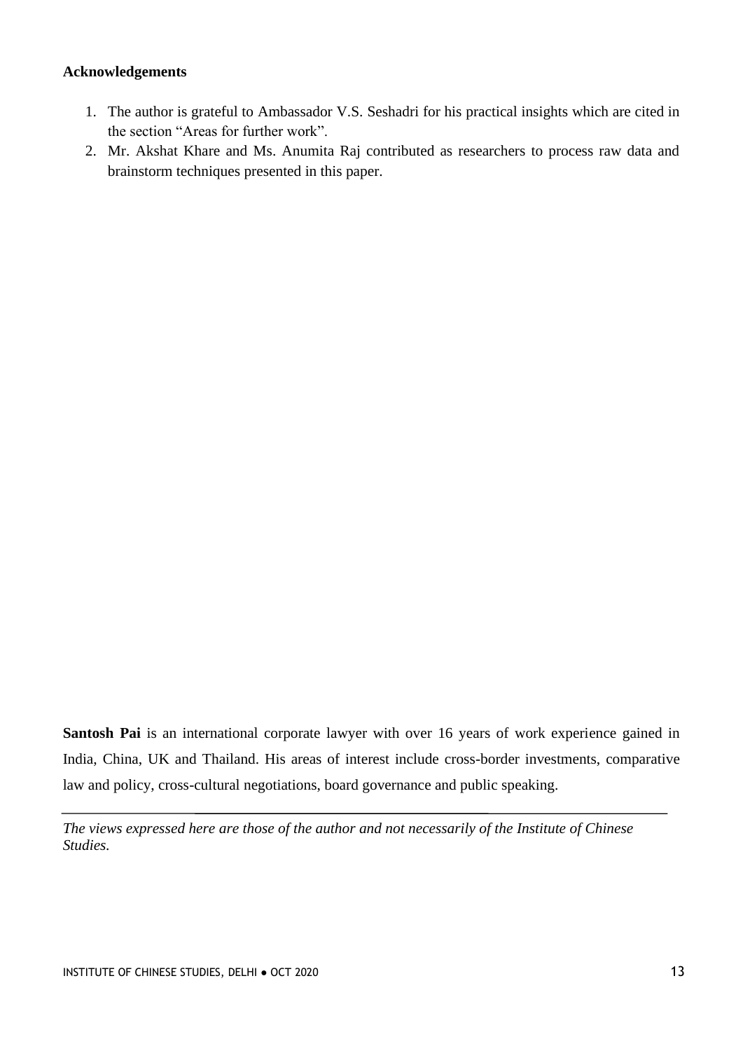**Acknowledgements**

1. The author is grateful to Ambassador V.S. Seshadri for his practical insights which are cited in the section "Areas for further work".
2. Mr. Akshat Khare and Ms. Anumita Raj contributed as researchers to process raw data and brainstorm techniques presented in this paper.

**Santosh Pai** is an international corporate lawyer with over 16 years of work experience gained in India, China, UK and Thailand. His areas of interest include cross-border investments, comparative law and policy, cross-cultural negotiations, board governance and public speaking.

---

*The views expressed here are those of the author and not necessarily of the Institute of Chinese Studies.*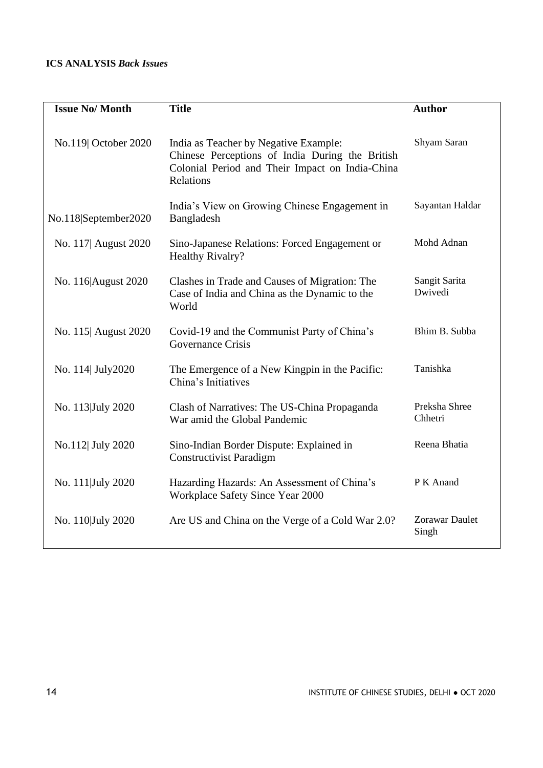**ICS ANALYSIS** ***Back Issues***

| Issue No/ Month | Title | Author |
|---|---|---|
| No.119\| October 2020 | India as Teacher by Negative Example: Chinese Perceptions of India During the British Colonial Period and Their Impact on India-China Relations | Shyam Saran |
| No.118\|September2020 | India's View on Growing Chinese Engagement in Bangladesh | Sayantan Haldar |
| No. 117\| August 2020 | Sino-Japanese Relations: Forced Engagement or Healthy Rivalry? | Mohd Adnan |
| No. 116\|August 2020 | Clashes in Trade and Causes of Migration: The Case of India and China as the Dynamic to the World | Sangit Sarita Dwivedi |
| No. 115\| August 2020 | Covid-19 and the Communist Party of China's Governance Crisis | Bhim B. Subba |
| No. 114\| July2020 | The Emergence of a New Kingpin in the Pacific: China's Initiatives | Tanishka |
| No. 113\|July 2020 | Clash of Narratives: The US-China Propaganda War amid the Global Pandemic | Preksha Shree Chhetri |
| No.112\| July 2020 | Sino-Indian Border Dispute: Explained in Constructivist Paradigm | Reena Bhatia |
| No. 111\|July 2020 | Hazarding Hazards: An Assessment of China's Workplace Safety Since Year 2000 | P K Anand |
| No. 110\|July 2020 | Are US and China on the Verge of a Cold War 2.0? | Zorawar Daulet Singh |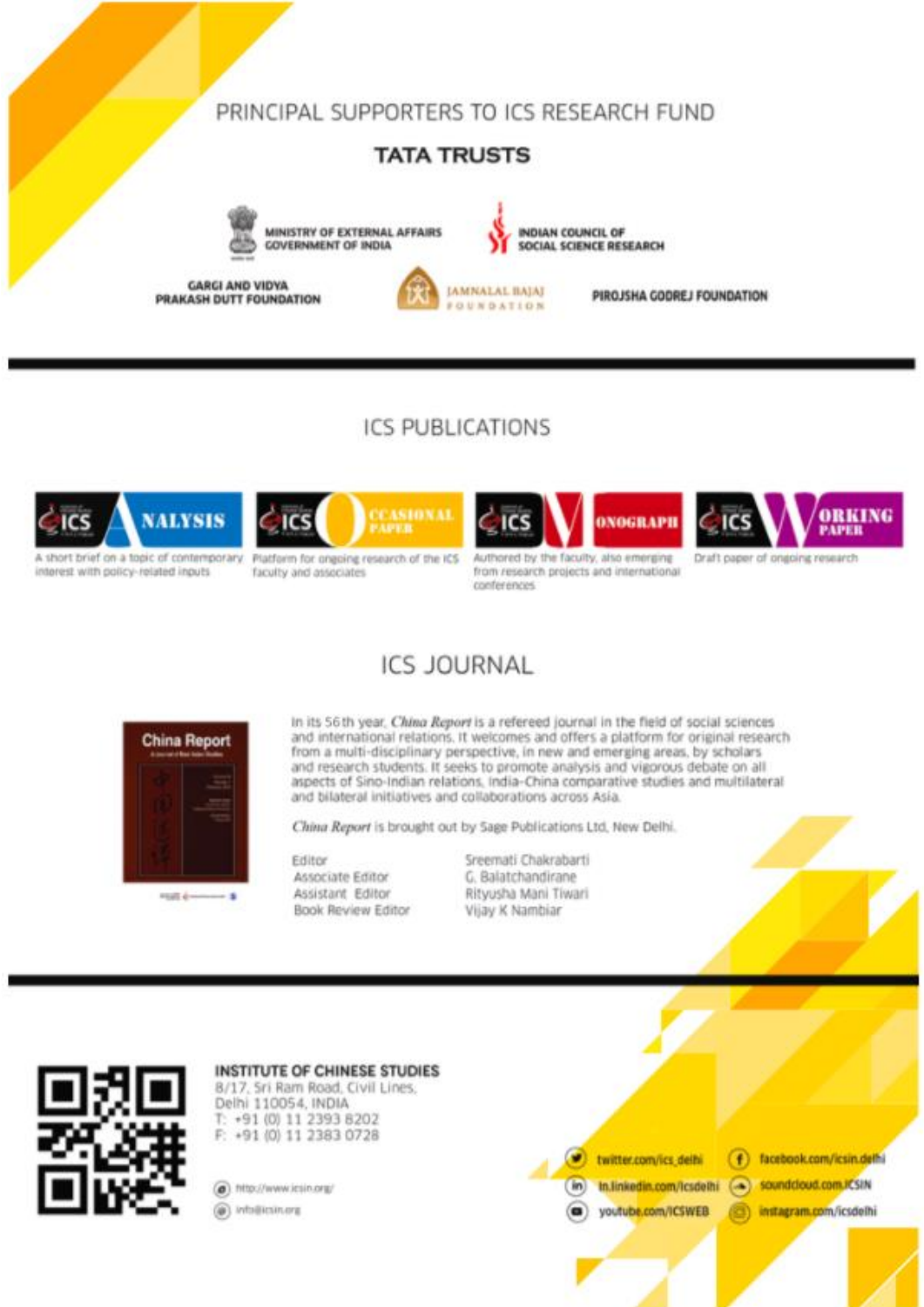## PRINCIPAL SUPPORTERS TO ICS RESEARCH FUND

**TATA TRUSTS**

MINISTRY OF EXTERNAL AFFAIRS
GOVERNMENT OF INDIA

INDIAN COUNCIL OF
SOCIAL SCIENCE RESEARCH

GARGI AND VIDYA
PRAKASH DUTT FOUNDATION

JAMNALAL BAJAJ
FOUNDATION

PIROJSHA GODREJ FOUNDATION

## ICS PUBLICATIONS

**ICS ANALYSIS**
A short brief on a topic of contemporary interest with policy-related inputs

**ICS OCCASIONAL PAPER**
Platform for ongoing research of the ICS faculty and associates

**ICS MONOGRAPH**
Authored by the faculty, also emerging from research projects and international conferences

**ICS WORKING PAPER**
Draft paper of ongoing research

## ICS JOURNAL

In its 56th year, *China Report* is a refereed journal in the field of social sciences and international relations. It welcomes and offers a platform for original research from a multi-disciplinary perspective, in new and emerging areas, by scholars and research students. It seeks to promote analysis and vigorous debate on all aspects of Sino-Indian relations, India-China comparative studies and multilateral and bilateral initiatives and collaborations across Asia.

*China Report* is brought out by Sage Publications Ltd, New Delhi.

| | |
|---|---|
| Editor | Sreemati Chakrabarti |
| Associate Editor | G. Balatchandirane |
| Assistant Editor | Rityusha Mani Tiwari |
| Book Review Editor | Vijay K Nambiar |

**INSTITUTE OF CHINESE STUDIES**
8/17, Sri Ram Road, Civil Lines,
Delhi 110054, INDIA
T: +91 (0) 11 2393 8202
F: +91 (0) 11 2383 0728

http://www.icsin.org/
info@icsin.org

twitter.com/ics_delhi
facebook.com/icsin.delhi
In.linkedin.com/icsdelhi
soundcloud.com.ICSIN
youtube.com/ICSWEB
instagram.com/icsdelhi